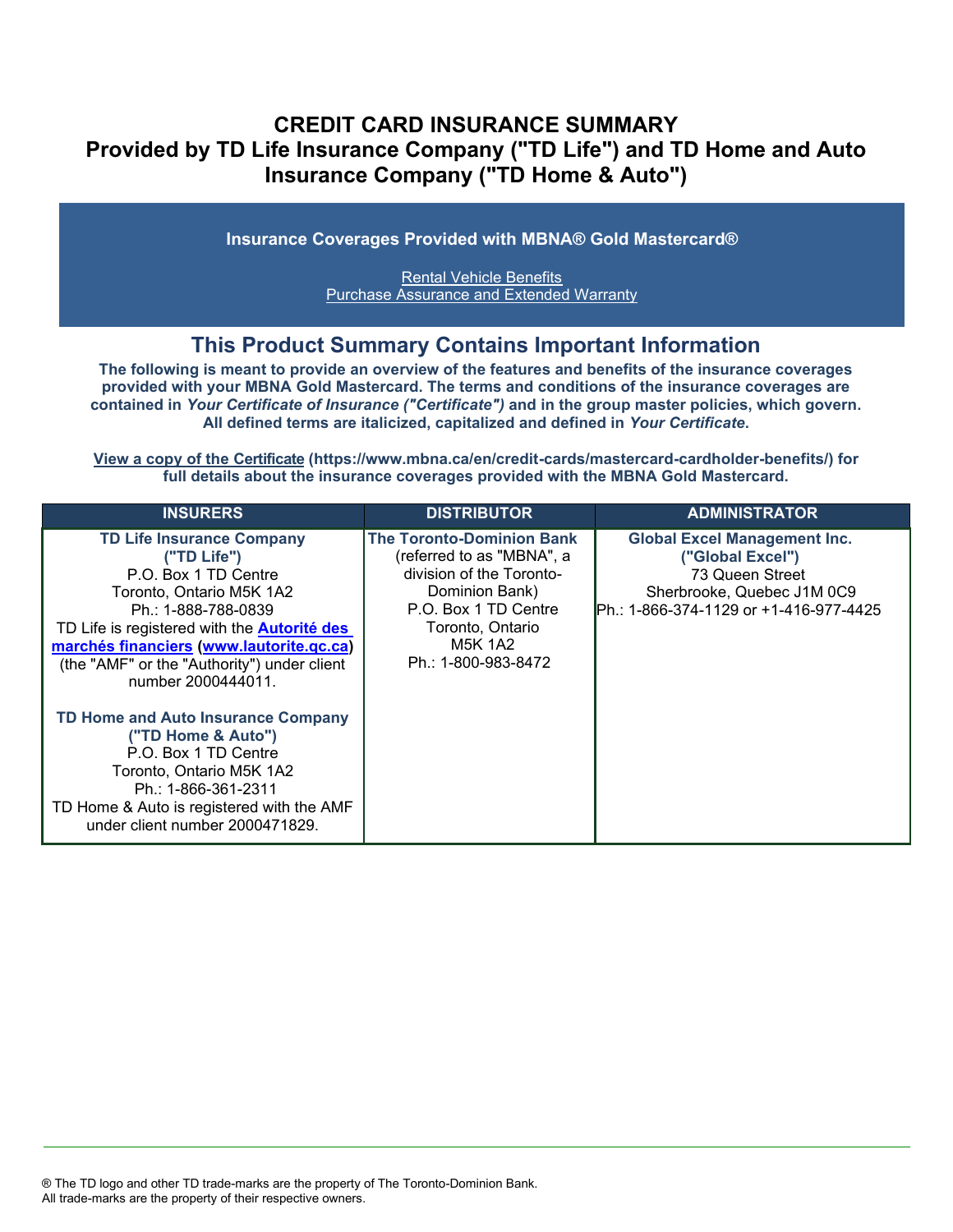# CREDIT CARD INSURANCE SUMMARY
# Provided by TD Life Insurance Company ("TD Life") and TD Home and Auto Insurance Company ("TD Home & Auto")

**Insurance Coverages Provided with MBNA® Gold Mastercard®**

Rental Vehicle Benefits
Purchase Assurance and Extended Warranty

## This Product Summary Contains Important Information

**The following is meant to provide an overview of the features and benefits of the insurance coverages provided with your MBNA Gold Mastercard. The terms and conditions of the insurance coverages are contained in *Your Certificate of Insurance ("Certificate")* and in the group master policies, which govern. All defined terms are italicized, capitalized and defined in *Your Certificate*.**

**View a copy of the Certificate (https://www.mbna.ca/en/credit-cards/mastercard-cardholder-benefits/) for full details about the insurance coverages provided with the MBNA Gold Mastercard.**

| INSURERS | DISTRIBUTOR | ADMINISTRATOR |
|---|---|---|
| **TD Life Insurance Company ("TD Life")**<br>P.O. Box 1 TD Centre<br>Toronto, Ontario M5K 1A2<br>Ph.: 1-888-788-0839<br>TD Life is registered with the **Autorité des marchés financiers** (**www.lautorite.qc.ca**) (the "AMF" or the "Authority") under client number 2000444011.<br><br>**TD Home and Auto Insurance Company ("TD Home & Auto")**<br>P.O. Box 1 TD Centre<br>Toronto, Ontario M5K 1A2<br>Ph.: 1-866-361-2311<br>TD Home & Auto is registered with the AMF under client number 2000471829. | **The Toronto-Dominion Bank**<br>(referred to as "MBNA", a division of the Toronto-Dominion Bank)<br>P.O. Box 1 TD Centre<br>Toronto, Ontario<br>M5K 1A2<br>Ph.: 1-800-983-8472 | **Global Excel Management Inc. ("Global Excel")**<br>73 Queen Street<br>Sherbrooke, Quebec J1M 0C9<br>Ph.: 1-866-374-1129 or +1-416-977-4425 |

® The TD logo and other TD trade-marks are the property of The Toronto-Dominion Bank.
All trade-marks are the property of their respective owners.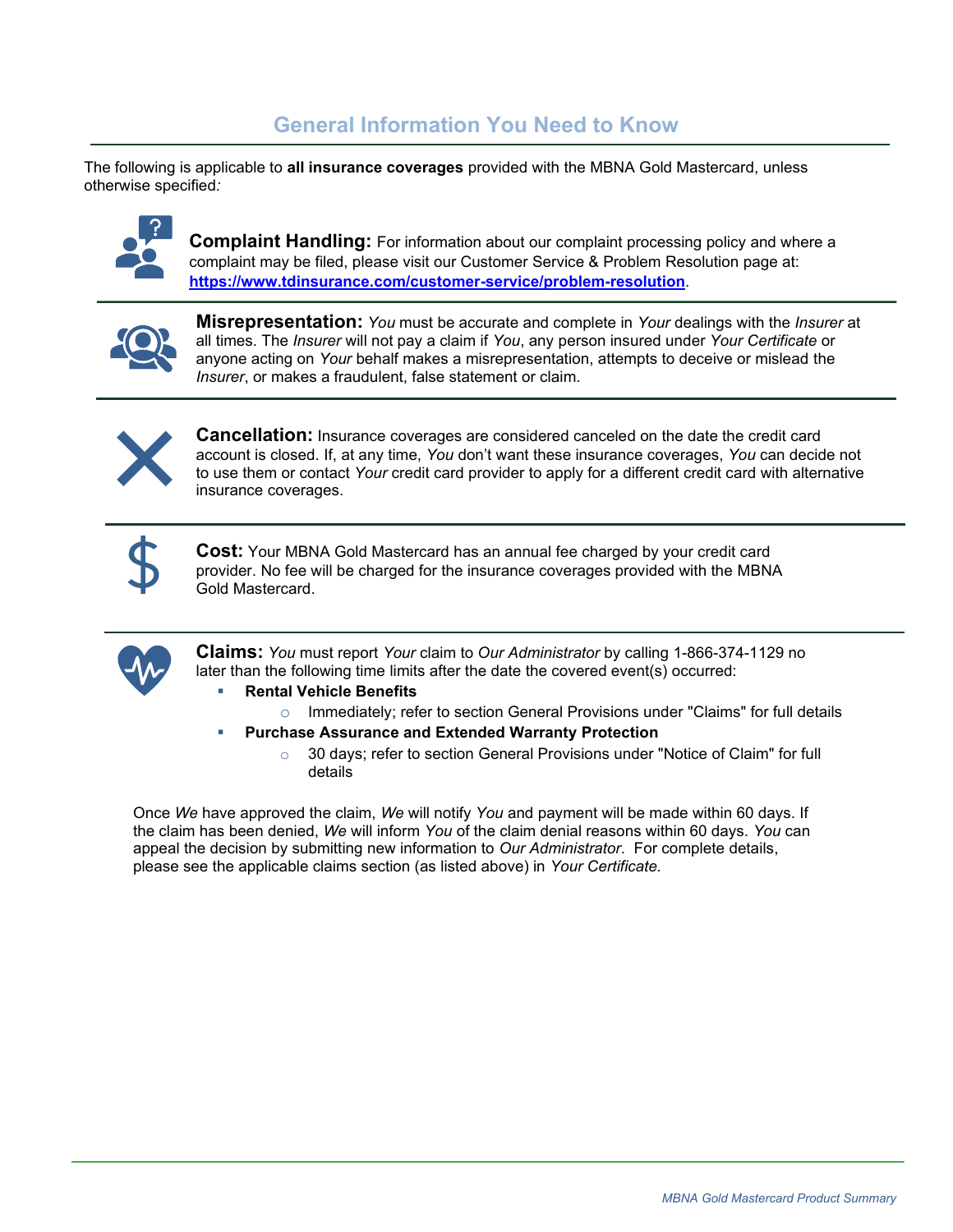## General Information You Need to Know

The following is applicable to **all insurance coverages** provided with the MBNA Gold Mastercard, unless otherwise specified*:*

**Complaint Handling:** For information about our complaint processing policy and where a complaint may be filed, please visit our Customer Service & Problem Resolution page at: **https://www.tdinsurance.com/customer-service/problem-resolution**.

**Misrepresentation:** *You* must be accurate and complete in *Your* dealings with the *Insurer* at all times. The *Insurer* will not pay a claim if *You*, any person insured under *Your Certificate* or anyone acting on *Your* behalf makes a misrepresentation, attempts to deceive or mislead the *Insurer*, or makes a fraudulent, false statement or claim.

**Cancellation:** Insurance coverages are considered canceled on the date the credit card account is closed. If, at any time, *You* don't want these insurance coverages, *You* can decide not to use them or contact *Your* credit card provider to apply for a different credit card with alternative insurance coverages.

**Cost:** Your MBNA Gold Mastercard has an annual fee charged by your credit card provider. No fee will be charged for the insurance coverages provided with the MBNA Gold Mastercard.

**Claims:** *You* must report *Your* claim to *Our Administrator* by calling 1-866-374-1129 no later than the following time limits after the date the covered event(s) occurred:

- **Rental Vehicle Benefits**
  - Immediately; refer to section General Provisions under "Claims" for full details
- **Purchase Assurance and Extended Warranty Protection**
  - 30 days; refer to section General Provisions under "Notice of Claim" for full details

Once *We* have approved the claim, *We* will notify *You* and payment will be made within 60 days. If the claim has been denied, *We* will inform *You* of the claim denial reasons within 60 days. *You* can appeal the decision by submitting new information to *Our Administrator*. For complete details, please see the applicable claims section (as listed above) in *Your Certificate*.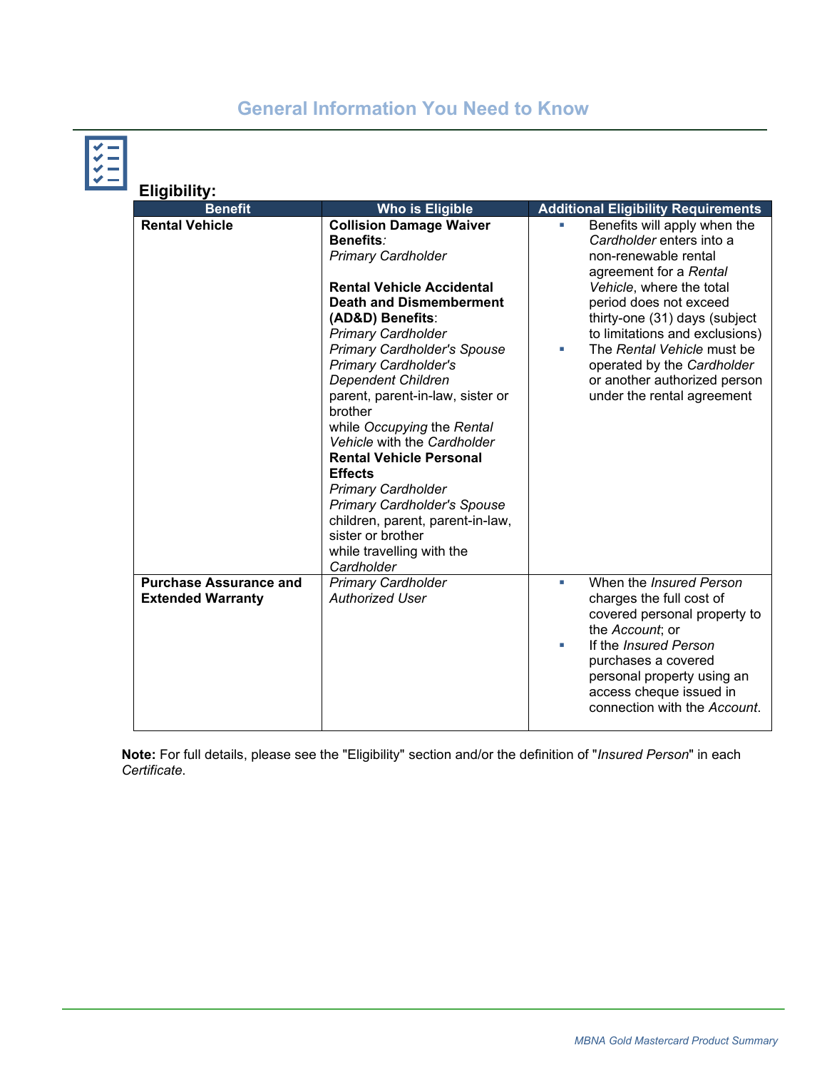# General Information You Need to Know

**Eligibility:**

| Benefit | Who is Eligible | Additional Eligibility Requirements |
|---|---|---|
| **Rental Vehicle** | **Collision Damage Waiver Benefits**:<br>*Primary Cardholder*<br><br>**Rental Vehicle Accidental Death and Dismemberment (AD&D) Benefits**:<br>*Primary Cardholder*<br>*Primary Cardholder's Spouse*<br>*Primary Cardholder's Dependent Children*<br>parent, parent-in-law, sister or brother<br>while *Occupying* the *Rental Vehicle* with the *Cardholder*<br>**Rental Vehicle Personal Effects**<br>*Primary Cardholder*<br>*Primary Cardholder's Spouse*<br>children, parent, parent-in-law, sister or brother<br>while travelling with the *Cardholder* | ▪ Benefits will apply when the *Cardholder* enters into a non-renewable rental agreement for a *Rental Vehicle*, where the total period does not exceed thirty-one (31) days (subject to limitations and exclusions)<br>▪ The *Rental Vehicle* must be operated by the *Cardholder* or another authorized person under the rental agreement |
| **Purchase Assurance and Extended Warranty** | *Primary Cardholder*<br>*Authorized User* | ▪ When the *Insured Person* charges the full cost of covered personal property to the *Account*; or<br>▪ If the *Insured Person* purchases a covered personal property using an access cheque issued in connection with the *Account*. |

**Note:** For full details, please see the "Eligibility" section and/or the definition of "*Insured Person*" in each *Certificate*.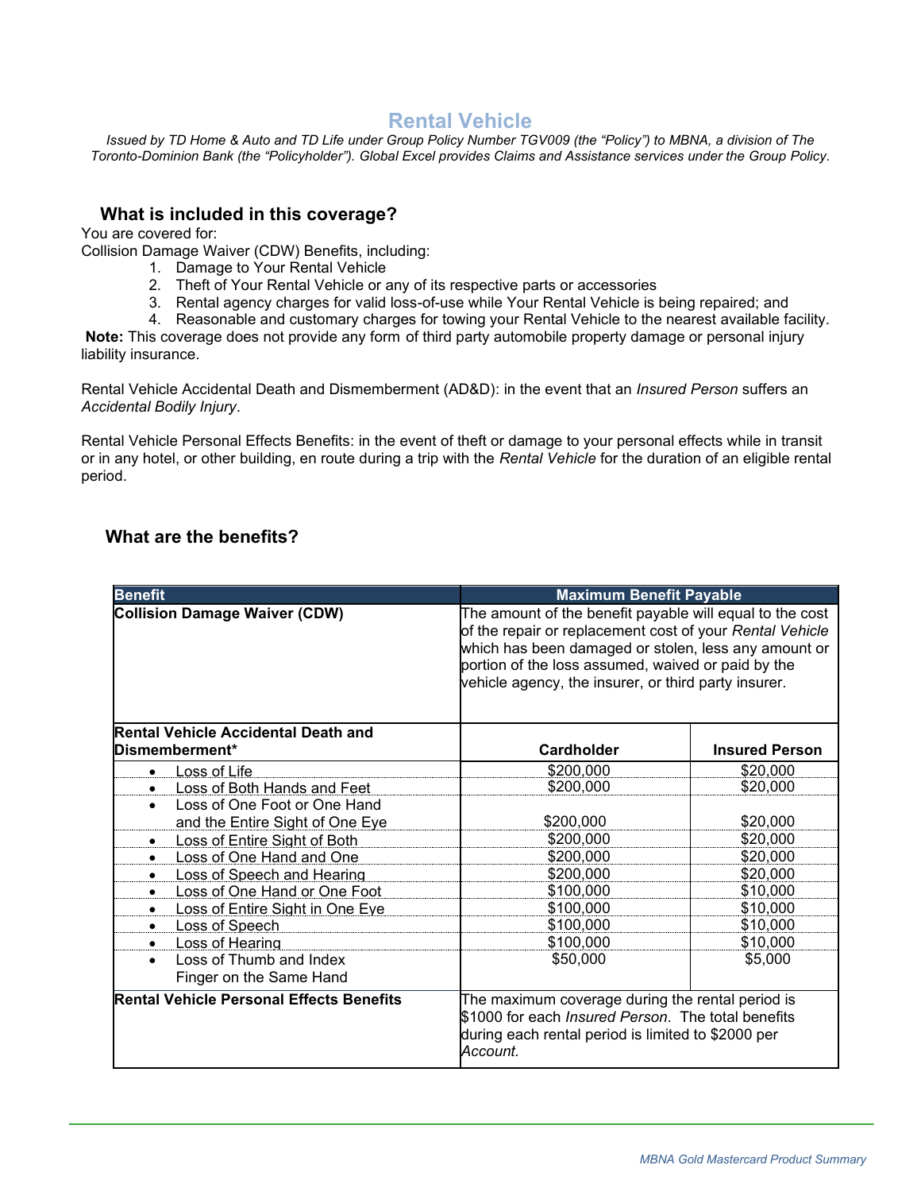# Rental Vehicle

*Issued by TD Home & Auto and TD Life under Group Policy Number TGV009 (the "Policy") to MBNA, a division of The Toronto-Dominion Bank (the "Policyholder"). Global Excel provides Claims and Assistance services under the Group Policy.*

## What is included in this coverage?

You are covered for:

Collision Damage Waiver (CDW) Benefits, including:

1. Damage to Your Rental Vehicle
2. Theft of Your Rental Vehicle or any of its respective parts or accessories
3. Rental agency charges for valid loss-of-use while Your Rental Vehicle is being repaired; and
4. Reasonable and customary charges for towing your Rental Vehicle to the nearest available facility.

**Note:** This coverage does not provide any form of third party automobile property damage or personal injury liability insurance.

Rental Vehicle Accidental Death and Dismemberment (AD&D): in the event that an *Insured Person* suffers an *Accidental Bodily Injury*.

Rental Vehicle Personal Effects Benefits: in the event of theft or damage to your personal effects while in transit or in any hotel, or other building, en route during a trip with the *Rental Vehicle* for the duration of an eligible rental period.

## What are the benefits?

| Benefit | Maximum Benefit Payable | |
|---|---|---|
| **Collision Damage Waiver (CDW)** | The amount of the benefit payable will equal to the cost of the repair or replacement cost of your *Rental Vehicle* which has been damaged or stolen, less any amount or portion of the loss assumed, waived or paid by the vehicle agency, the insurer, or third party insurer. | |
| **Rental Vehicle Accidental Death and Dismemberment*** | **Cardholder** | **Insured Person** |
| • Loss of Life | $200,000 | $20,000 |
| • Loss of Both Hands and Feet | $200,000 | $20,000 |
| • Loss of One Foot or One Hand and the Entire Sight of One Eye | $200,000 | $20,000 |
| • Loss of Entire Sight of Both | $200,000 | $20,000 |
| • Loss of One Hand and One | $200,000 | $20,000 |
| • Loss of Speech and Hearing | $200,000 | $20,000 |
| • Loss of One Hand or One Foot | $100,000 | $10,000 |
| • Loss of Entire Sight in One Eye | $100,000 | $10,000 |
| • Loss of Speech | $100,000 | $10,000 |
| • Loss of Hearing | $100,000 | $10,000 |
| • Loss of Thumb and Index Finger on the Same Hand | $50,000 | $5,000 |
| **Rental Vehicle Personal Effects Benefits** | The maximum coverage during the rental period is $1000 for each *Insured Person*. The total benefits during each rental period is limited to $2000 per *Account.* | |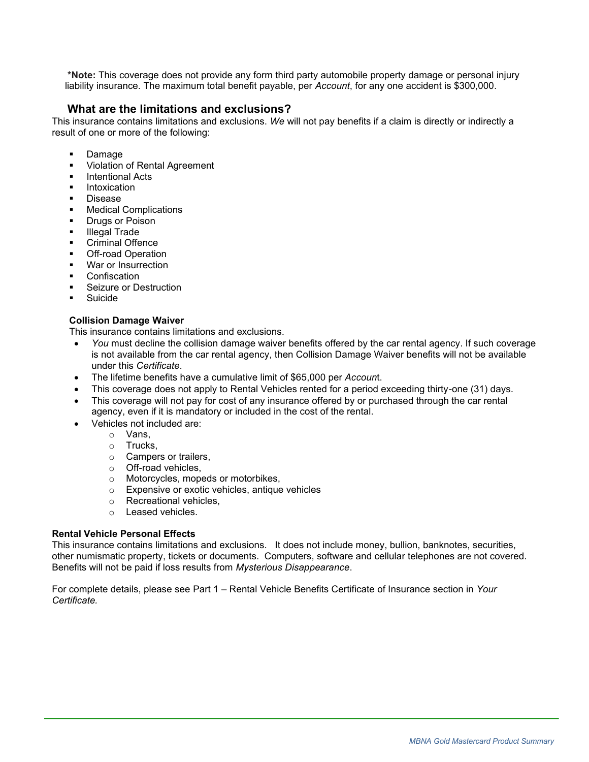***Note:** This coverage does not provide any form third party automobile property damage or personal injury liability insurance. The maximum total benefit payable, per *Account*, for any one accident is $300,000.

## What are the limitations and exclusions?

This insurance contains limitations and exclusions. *We* will not pay benefits if a claim is directly or indirectly a result of one or more of the following:

- Damage
- Violation of Rental Agreement
- Intentional Acts
- Intoxication
- Disease
- Medical Complications
- Drugs or Poison
- Illegal Trade
- Criminal Offence
- Off-road Operation
- War or Insurrection
- Confiscation
- Seizure or Destruction
- Suicide

**Collision Damage Waiver**

This insurance contains limitations and exclusions.

- *You* must decline the collision damage waiver benefits offered by the car rental agency. If such coverage is not available from the car rental agency, then Collision Damage Waiver benefits will not be available under this *Certificate*.
- The lifetime benefits have a cumulative limit of $65,000 per *Account*.
- This coverage does not apply to Rental Vehicles rented for a period exceeding thirty-one (31) days.
- This coverage will not pay for cost of any insurance offered by or purchased through the car rental agency, even if it is mandatory or included in the cost of the rental.
- Vehicles not included are:
  - Vans,
  - Trucks,
  - Campers or trailers,
  - Off-road vehicles,
  - Motorcycles, mopeds or motorbikes,
  - Expensive or exotic vehicles, antique vehicles
  - Recreational vehicles,
  - Leased vehicles.

**Rental Vehicle Personal Effects**

This insurance contains limitations and exclusions. It does not include money, bullion, banknotes, securities, other numismatic property, tickets or documents. Computers, software and cellular telephones are not covered. Benefits will not be paid if loss results from *Mysterious Disappearance*.

For complete details, please see Part 1 – Rental Vehicle Benefits Certificate of Insurance section in *Your Certificate.*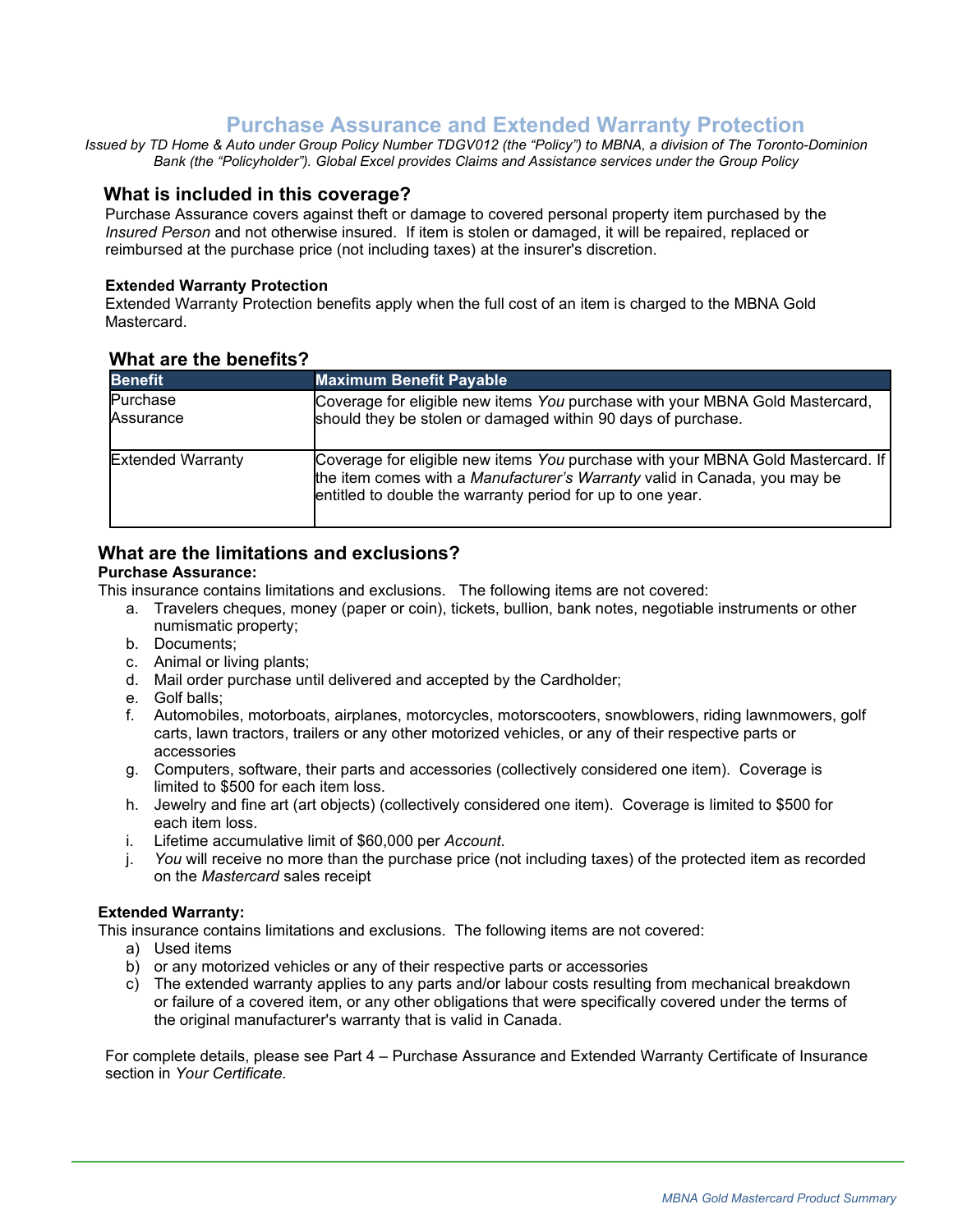# Purchase Assurance and Extended Warranty Protection

*Issued by TD Home & Auto under Group Policy Number TDGV012 (the "Policy") to MBNA, a division of The Toronto-Dominion Bank (the "Policyholder"). Global Excel provides Claims and Assistance services under the Group Policy*

## What is included in this coverage?

Purchase Assurance covers against theft or damage to covered personal property item purchased by the *Insured Person* and not otherwise insured. If item is stolen or damaged, it will be repaired, replaced or reimbursed at the purchase price (not including taxes) at the insurer's discretion.

**Extended Warranty Protection**

Extended Warranty Protection benefits apply when the full cost of an item is charged to the MBNA Gold Mastercard.

## What are the benefits?

| Benefit | Maximum Benefit Payable |
|---|---|
| Purchase Assurance | Coverage for eligible new items *You* purchase with your MBNA Gold Mastercard, should they be stolen or damaged within 90 days of purchase. |
| Extended Warranty | Coverage for eligible new items *You* purchase with your MBNA Gold Mastercard. If the item comes with a *Manufacturer's Warranty* valid in Canada, you may be entitled to double the warranty period for up to one year. |

## What are the limitations and exclusions?

**Purchase Assurance:**

This insurance contains limitations and exclusions. The following items are not covered:

a. Travelers cheques, money (paper or coin), tickets, bullion, bank notes, negotiable instruments or other numismatic property;
b. Documents;
c. Animal or living plants;
d. Mail order purchase until delivered and accepted by the Cardholder;
e. Golf balls;
f. Automobiles, motorboats, airplanes, motorcycles, motorscooters, snowblowers, riding lawnmowers, golf carts, lawn tractors, trailers or any other motorized vehicles, or any of their respective parts or accessories
g. Computers, software, their parts and accessories (collectively considered one item). Coverage is limited to $500 for each item loss.
h. Jewelry and fine art (art objects) (collectively considered one item). Coverage is limited to $500 for each item loss.
i. Lifetime accumulative limit of $60,000 per *Account*.
j. *You* will receive no more than the purchase price (not including taxes) of the protected item as recorded on the *Mastercard* sales receipt

**Extended Warranty:**

This insurance contains limitations and exclusions. The following items are not covered:

a) Used items
b) or any motorized vehicles or any of their respective parts or accessories
c) The extended warranty applies to any parts and/or labour costs resulting from mechanical breakdown or failure of a covered item, or any other obligations that were specifically covered under the terms of the original manufacturer's warranty that is valid in Canada.

For complete details, please see Part 4 – Purchase Assurance and Extended Warranty Certificate of Insurance section in *Your Certificate.*